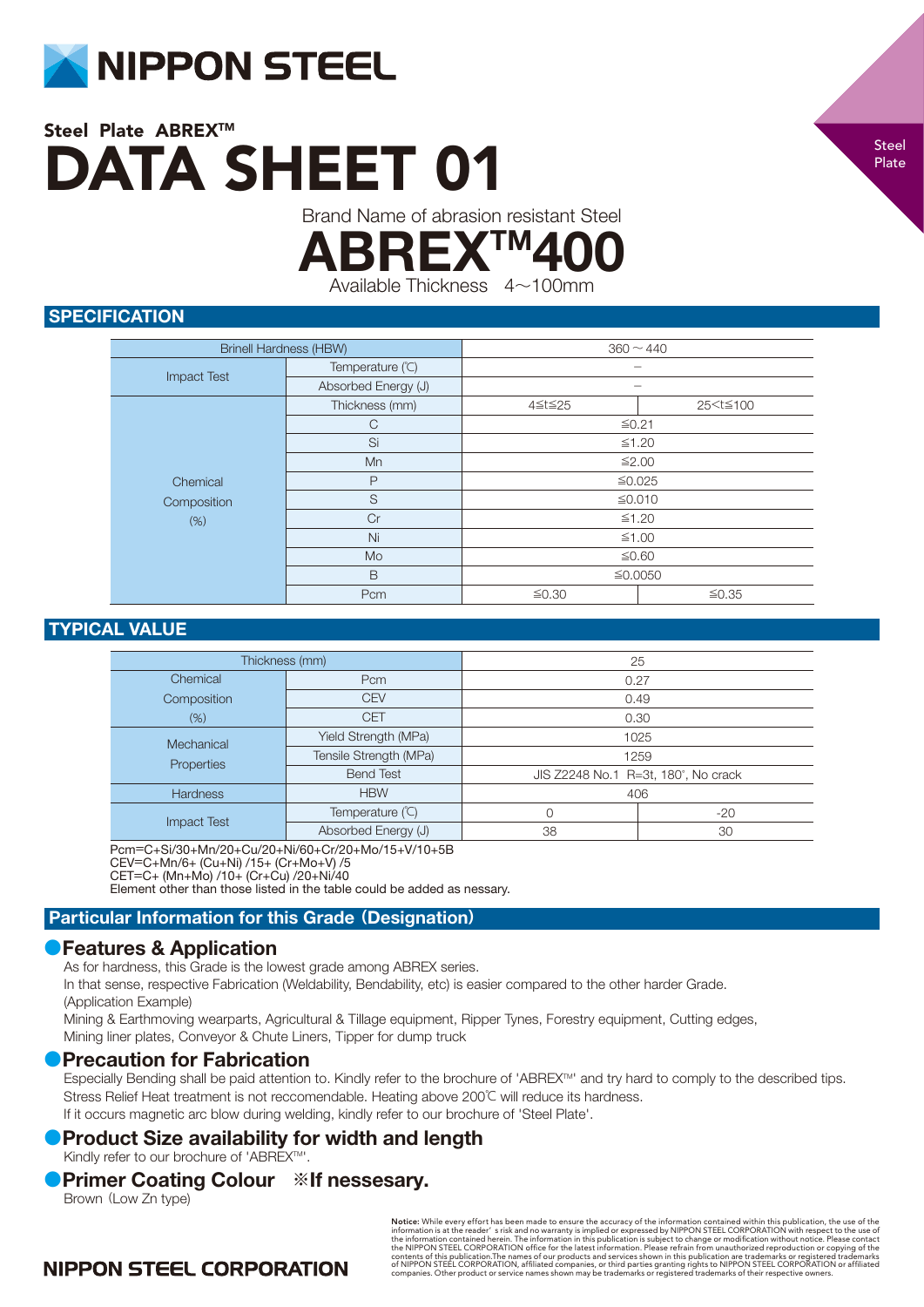# NIPPON STEEL

Steel Plate

## Steel Plate ABREX™

# DATA SHEET 01

Brand Name of abrasion resistant Steel

# ABREX™400

Available Thickness 4～100mm

## SPECIFICATION

| Brinell Hardness (HBW) | | 360 ～ 440 | |
|---|---|---|---|
| Impact Test | Temperature (℃) | – | |
| | Absorbed Energy (J) | – | |
| Chemical Composition (%) | Thickness (mm) | 4≦t≦25 | 25<t≦100 |
| | C | ≦0.21 | |
| | Si | ≦1.20 | |
| | Mn | ≦2.00 | |
| | P | ≦0.025 | |
| | S | ≦0.010 | |
| | Cr | ≦1.20 | |
| | Ni | ≦1.00 | |
| | Mo | ≦0.60 | |
| | B | ≦0.0050 | |
| | Pcm | ≦0.30 | ≦0.35 |

## TYPICAL VALUE

| Thickness (mm) | | 25 | |
|---|---|---|---|
| Chemical Composition (%) | Pcm | 0.27 | |
| | CEV | 0.49 | |
| | CET | 0.30 | |
| Mechanical Properties | Yield Strength (MPa) | 1025 | |
| | Tensile Strength (MPa) | 1259 | |
| | Bend Test | JIS Z2248 No.1 R=3t, 180°, No crack | |
| Hardness | HBW | 406 | |
| Impact Test | Temperature (℃) | 0 | -20 |
| | Absorbed Energy (J) | 38 | 30 |

Pcm=C+Si/30+Mn/20+Cu/20+Ni/60+Cr/20+Mo/15+V/10+5B
CEV=C+Mn/6+ (Cu+Ni) /15+ (Cr+Mo+V) /5
CET=C+ (Mn+Mo) /10+ (Cr+Cu) /20+Ni/40
Element other than those listed in the table could be added as nessary.

## Particular Information for this Grade（Designation）

### ●Features & Application

As for hardness, this Grade is the lowest grade among ABREX series.
In that sense, respective Fabrication (Weldability, Bendability, etc) is easier compared to the other harder Grade.
(Application Example)
Mining & Earthmoving wearparts, Agricultural & Tillage equipment, Ripper Tynes, Forestry equipment, Cutting edges, Mining liner plates, Conveyor & Chute Liners, Tipper for dump truck

### ●Precaution for Fabrication

Especially Bending shall be paid attention to. Kindly refer to the brochure of 'ABREX™' and try hard to comply to the described tips.
Stress Relief Heat treatment is not reccomendable. Heating above 200℃ will reduce its hardness.
If it occurs magnetic arc blow during welding, kindly refer to our brochure of 'Steel Plate'.

### ●Product Size availability for width and length

Kindly refer to our brochure of 'ABREX™'.

### ●Primer Coating Colour ※If nessesary.

Brown（Low Zn type)

**Notice:** While every effort has been made to ensure the accuracy of the information contained within this publication, the use of the information is at the reader's risk and no warranty is implied or expressed by NIPPON STEEL CORPORATION with respect to the use of the information contained herein. The information in this publication is subject to change or modification without notice. Please contact the NIPPON STEEL CORPORATION office for the latest information. Please refrain from unauthorized reproduction or copying of the contents of this publication.The names of our products and services shown in this publication are trademarks or registered trademarks of NIPPON STEEL CORPORATION, affiliated companies, or third parties granting rights to NIPPON STEEL CORPORATION or affiliated companies. Other product or service names shown may be trademarks or registered trademarks of their respective owners.

NIPPON STEEL CORPORATION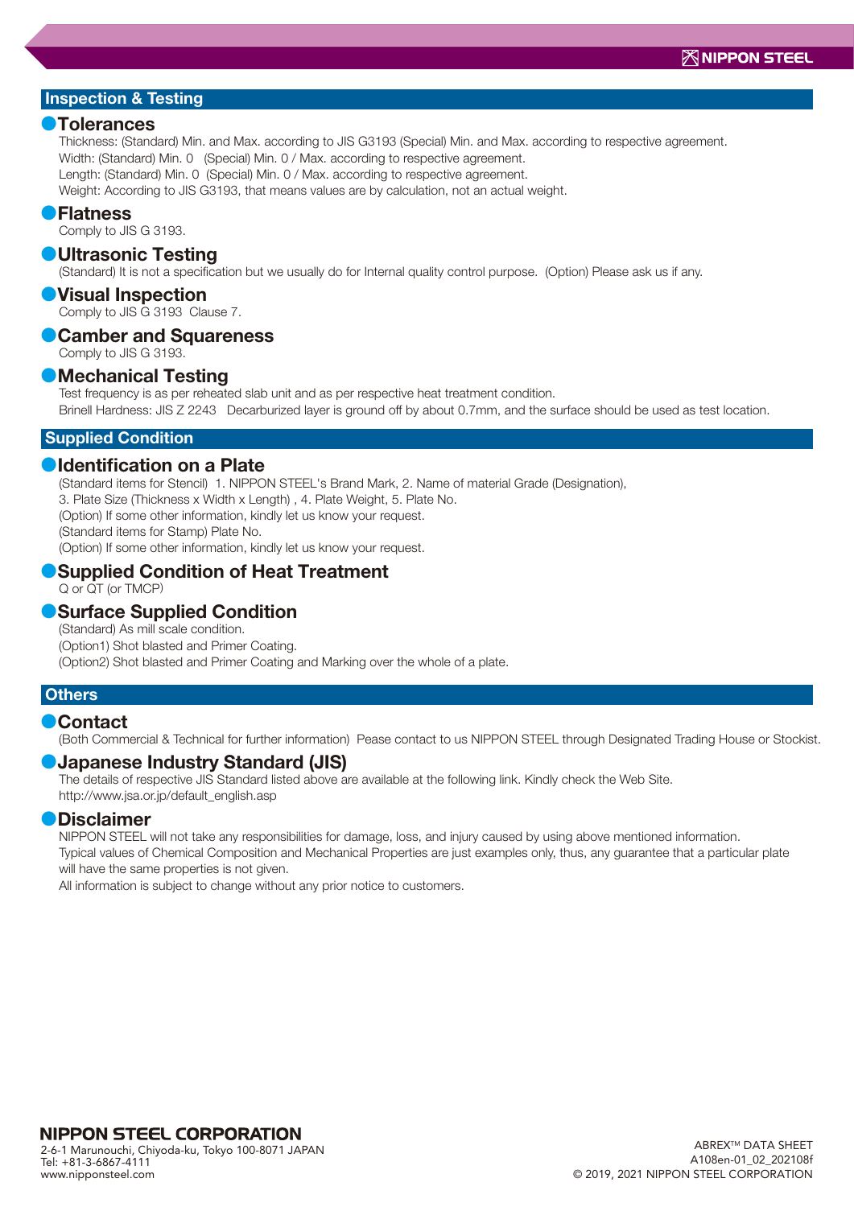## Inspection & Testing

### Tolerances

Thickness: (Standard) Min. and Max. according to JIS G3193 (Special) Min. and Max. according to respective agreement.
Width: (Standard) Min. 0 (Special) Min. 0 / Max. according to respective agreement.
Length: (Standard) Min. 0 (Special) Min. 0 / Max. according to respective agreement.
Weight: According to JIS G3193, that means values are by calculation, not an actual weight.

### Flatness

Comply to JIS G 3193.

### Ultrasonic Testing

(Standard) It is not a specification but we usually do for Internal quality control purpose. (Option) Please ask us if any.

### Visual Inspection

Comply to JIS G 3193 Clause 7.

### Camber and Squareness

Comply to JIS G 3193.

### Mechanical Testing

Test frequency is as per reheated slab unit and as per respective heat treatment condition.
Brinell Hardness: JIS Z 2243 Decarburized layer is ground off by about 0.7mm, and the surface should be used as test location.

## Supplied Condition

### Identification on a Plate

(Standard items for Stencil) 1. NIPPON STEEL's Brand Mark, 2. Name of material Grade (Designation),
3. Plate Size (Thickness x Width x Length) , 4. Plate Weight, 5. Plate No.
(Option) If some other information, kindly let us know your request.
(Standard items for Stamp) Plate No.
(Option) If some other information, kindly let us know your request.

### Supplied Condition of Heat Treatment

Q or QT (or TMCP)

### Surface Supplied Condition

(Standard) As mill scale condition.
(Option1) Shot blasted and Primer Coating.
(Option2) Shot blasted and Primer Coating and Marking over the whole of a plate.

## Others

### Contact

(Both Commercial & Technical for further information) Pease contact to us NIPPON STEEL through Designated Trading House or Stockist.

### Japanese Industry Standard (JIS)

The details of respective JIS Standard listed above are available at the following link. Kindly check the Web Site.
http://www.jsa.or.jp/default_english.asp

### Disclaimer

NIPPON STEEL will not take any responsibilities for damage, loss, and injury caused by using above mentioned information.
Typical values of Chemical Composition and Mechanical Properties are just examples only, thus, any guarantee that a particular plate will have the same properties is not given.
All information is subject to change without any prior notice to customers.

**NIPPON STEEL CORPORATION**
2-6-1 Marunouchi, Chiyoda-ku, Tokyo 100-8071 JAPAN
Tel: +81-3-6867-4111
www.nipponsteel.com

ABREX™ DATA SHEET
A108en-01_02_202108f
© 2019, 2021 NIPPON STEEL CORPORATION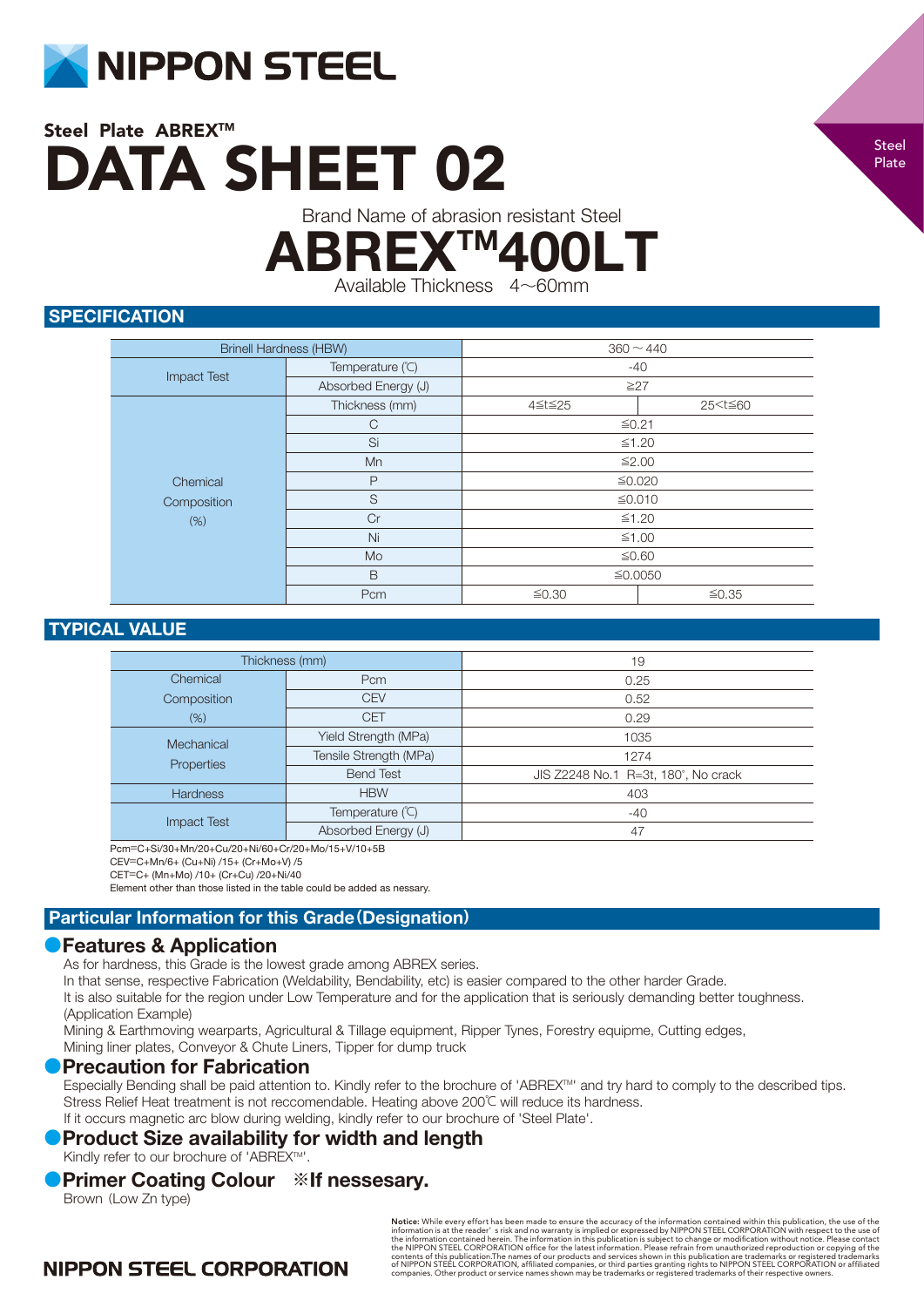# NIPPON STEEL

**Steel Plate ABREX™**

# DATA SHEET 02

Steel Plate

Brand Name of abrasion resistant Steel

# ABREX™400LT

Available Thickness 4～60mm

## SPECIFICATION

| Brinell Hardness (HBW) | | 360～440 | |
|---|---|---|---|
| Impact Test | Temperature (℃) | -40 | |
| | Absorbed Energy (J) | ≧27 | |
| Chemical Composition (%) | Thickness (mm) | 4≦t≦25 | 25<t≦60 |
| | C | ≦0.21 | |
| | Si | ≦1.20 | |
| | Mn | ≦2.00 | |
| | P | ≦0.020 | |
| | S | ≦0.010 | |
| | Cr | ≦1.20 | |
| | Ni | ≦1.00 | |
| | Mo | ≦0.60 | |
| | B | ≦0.0050 | |
| | Pcm | ≦0.30 | ≦0.35 |

## TYPICAL VALUE

| Thickness (mm) | | 19 |
|---|---|---|
| Chemical Composition (%) | Pcm | 0.25 |
| | CEV | 0.52 |
| | CET | 0.29 |
| Mechanical Properties | Yield Strength (MPa) | 1035 |
| | Tensile Strength (MPa) | 1274 |
| | Bend Test | JIS Z2248 No.1 R=3t, 180°, No crack |
| Hardness | HBW | 403 |
| Impact Test | Temperature (℃) | -40 |
| | Absorbed Energy (J) | 47 |

Pcm=C+Si/30+Mn/20+Cu/20+Ni/60+Cr/20+Mo/15+V/10+5B
CEV=C+Mn/6+ (Cu+Ni) /15+ (Cr+Mo+V) /5
CET=C+ (Mn+Mo) /10+ (Cr+Cu) /20+Ni/40
Element other than those listed in the table could be added as nessary.

## Particular Information for this Grade（Designation）

### ●Features & Application

As for hardness, this Grade is the lowest grade among ABREX series.
In that sense, respective Fabrication (Weldability, Bendability, etc) is easier compared to the other harder Grade.
It is also suitable for the region under Low Temperature and for the application that is seriously demanding better toughness.
(Application Example)
Mining & Earthmoving wearparts, Agricultural & Tillage equipment, Ripper Tynes, Forestry equipme, Cutting edges,
Mining liner plates, Conveyor & Chute Liners, Tipper for dump truck

### ●Precaution for Fabrication

Especially Bending shall be paid attention to. Kindly refer to the brochure of 'ABREX™' and try hard to comply to the described tips.
Stress Relief Heat treatment is not reccomendable. Heating above 200℃ will reduce its hardness.
If it occurs magnetic arc blow during welding, kindly refer to our brochure of 'Steel Plate'.

### ●Product Size availability for width and length

Kindly refer to our brochure of 'ABREX™'.

### ●Primer Coating Colour ※If nessesary.

Brown (Low Zn type)

**NIPPON STEEL CORPORATION**

**Notice:** While every effort has been made to ensure the accuracy of the information contained within this publication, the use of the information is at the reader' s risk and no warranty is implied or expressed by NIPPON STEEL CORPORATION with respect to the use of the information contained herein. The information in this publication is subject to change or modification without notice. Please contact the NIPPON STEEL CORPORATION office for the latest information. Please refrain from unauthorized reproduction or copying of the contents of this publication.The names of our products and services shown in this publication are trademarks or registered trademarks of NIPPON STEEL CORPORATION, affiliated companies, or third parties granting rights to NIPPON STEEL CORPORATION or affiliated companies. Other product or service names shown may be trademarks or registered trademarks of their respective owners.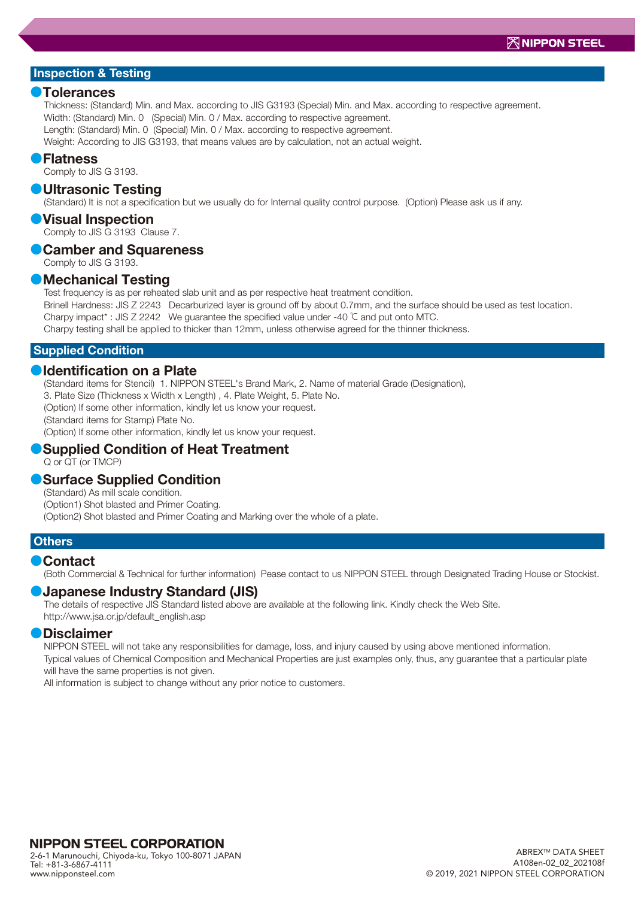## Inspection & Testing

### Tolerances

Thickness: (Standard) Min. and Max. according to JIS G3193 (Special) Min. and Max. according to respective agreement.
Width: (Standard) Min. 0 (Special) Min. 0 / Max. according to respective agreement.
Length: (Standard) Min. 0 (Special) Min. 0 / Max. according to respective agreement.
Weight: According to JIS G3193, that means values are by calculation, not an actual weight.

### Flatness

Comply to JIS G 3193.

### Ultrasonic Testing

(Standard) It is not a specification but we usually do for Internal quality control purpose. (Option) Please ask us if any.

### Visual Inspection

Comply to JIS G 3193 Clause 7.

### Camber and Squareness

Comply to JIS G 3193.

### Mechanical Testing

Test frequency is as per reheated slab unit and as per respective heat treatment condition.
Brinell Hardness: JIS Z 2243 Decarburized layer is ground off by about 0.7mm, and the surface should be used as test location.
Charpy impact* : JIS Z 2242 We guarantee the specified value under -40 ℃ and put onto MTC.
Charpy testing shall be applied to thicker than 12mm, unless otherwise agreed for the thinner thickness.

## Supplied Condition

### Identification on a Plate

(Standard items for Stencil) 1. NIPPON STEEL's Brand Mark, 2. Name of material Grade (Designation),
3. Plate Size (Thickness x Width x Length) , 4. Plate Weight, 5. Plate No.
(Option) If some other information, kindly let us know your request.
(Standard items for Stamp) Plate No.
(Option) If some other information, kindly let us know your request.

### Supplied Condition of Heat Treatment

Q or QT (or TMCP)

### Surface Supplied Condition

(Standard) As mill scale condition.
(Option1) Shot blasted and Primer Coating.
(Option2) Shot blasted and Primer Coating and Marking over the whole of a plate.

## Others

### Contact

(Both Commercial & Technical for further information) Pease contact to us NIPPON STEEL through Designated Trading House or Stockist.

### Japanese Industry Standard (JIS)

The details of respective JIS Standard listed above are available at the following link. Kindly check the Web Site.
http://www.jsa.or.jp/default_english.asp

### Disclaimer

NIPPON STEEL will not take any responsibilities for damage, loss, and injury caused by using above mentioned information.
Typical values of Chemical Composition and Mechanical Properties are just examples only, thus, any guarantee that a particular plate will have the same properties is not given.
All information is subject to change without any prior notice to customers.

**NIPPON STEEL CORPORATION**
2-6-1 Marunouchi, Chiyoda-ku, Tokyo 100-8071 JAPAN
Tel: +81-3-6867-4111
www.nipponsteel.com

ABREX™ DATA SHEET
A108en-02_02_202108f
© 2019, 2021 NIPPON STEEL CORPORATION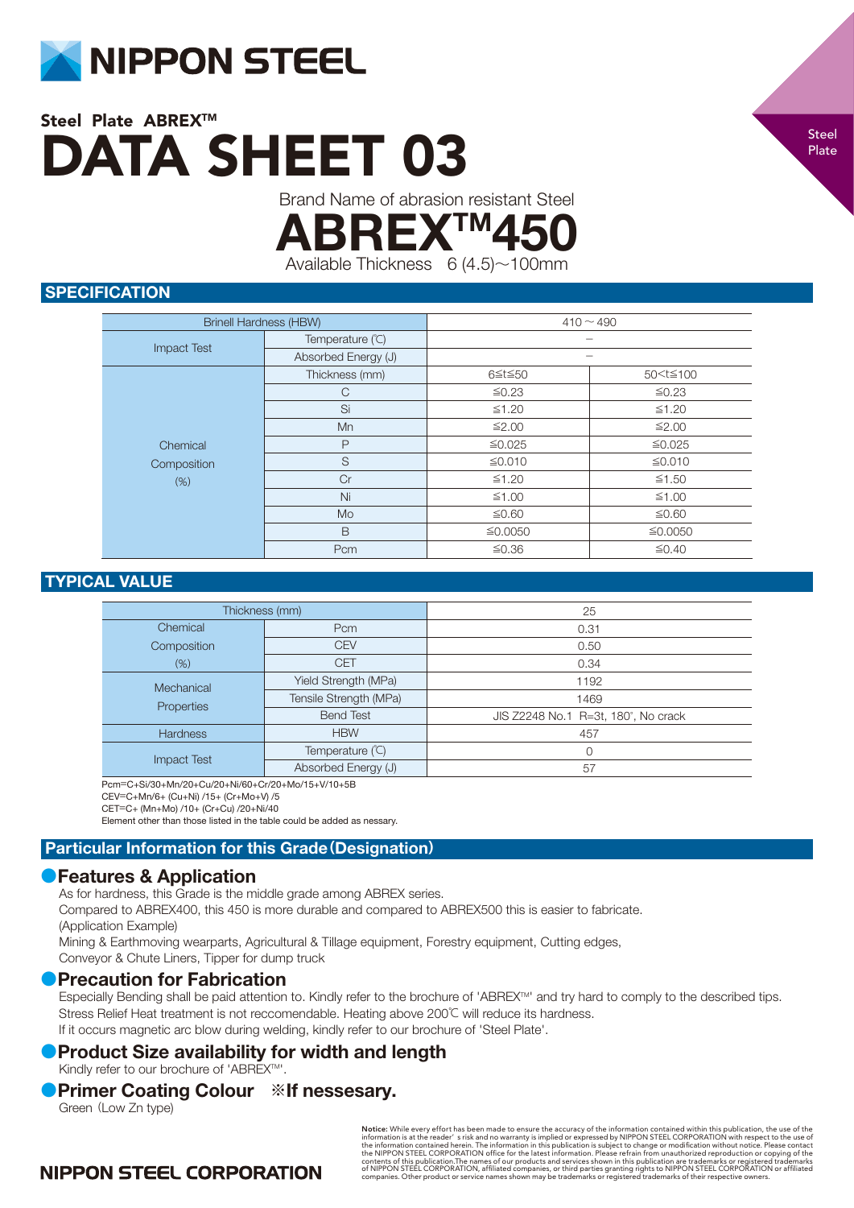# NIPPON STEEL

Steel Plate

## Steel Plate ABREX™

# DATA SHEET 03

Brand Name of abrasion resistant Steel

# ABREX™450

Available Thickness 6 (4.5)～100mm

## SPECIFICATION

| Brinell Hardness (HBW) | | 410～490 | |
|---|---|---|---|
| Impact Test | Temperature (℃) | – | |
| | Absorbed Energy (J) | – | |
| Chemical Composition (%) | Thickness (mm) | 6≦t≦50 | 50<t≦100 |
| | C | ≦0.23 | ≦0.23 |
| | Si | ≦1.20 | ≦1.20 |
| | Mn | ≦2.00 | ≦2.00 |
| | P | ≦0.025 | ≦0.025 |
| | S | ≦0.010 | ≦0.010 |
| | Cr | ≦1.20 | ≦1.50 |
| | Ni | ≦1.00 | ≦1.00 |
| | Mo | ≦0.60 | ≦0.60 |
| | B | ≦0.0050 | ≦0.0050 |
| | Pcm | ≦0.36 | ≦0.40 |

## TYPICAL VALUE

| Thickness (mm) | | 25 |
|---|---|---|
| Chemical Composition (%) | Pcm | 0.31 |
| | CEV | 0.50 |
| | CET | 0.34 |
| Mechanical Properties | Yield Strength (MPa) | 1192 |
| | Tensile Strength (MPa) | 1469 |
| | Bend Test | JIS Z2248 No.1 R=3t, 180°, No crack |
| Hardness | HBW | 457 |
| Impact Test | Temperature (℃) | 0 |
| | Absorbed Energy (J) | 57 |

Pcm=C+Si/30+Mn/20+Cu/20+Ni/60+Cr/20+Mo/15+V/10+5B

CEV=C+Mn/6+ (Cu+Ni) /15+ (Cr+Mo+V) /5

CET=C+ (Mn+Mo) /10+ (Cr+Cu) /20+Ni/40

Element other than those listed in the table could be added as nessary.

## Particular Information for this Grade（Designation）

### ●Features & Application

As for hardness, this Grade is the middle grade among ABREX series.

Compared to ABREX400, this 450 is more durable and compared to ABREX500 this is easier to fabricate.

(Application Example)

Mining & Earthmoving wearparts, Agricultural & Tillage equipment, Forestry equipment, Cutting edges, Conveyor & Chute Liners, Tipper for dump truck

### ●Precaution for Fabrication

Especially Bending shall be paid attention to. Kindly refer to the brochure of 'ABREX™' and try hard to comply to the described tips.

Stress Relief Heat treatment is not reccomendable. Heating above 200℃ will reduce its hardness.

If it occurs magnetic arc blow during welding, kindly refer to our brochure of 'Steel Plate'.

### ●Product Size availability for width and length

Kindly refer to our brochure of 'ABREX™'.

### ●Primer Coating Colour ※If nessesary.

Green（Low Zn type)

**Notice:** While every effort has been made to ensure the accuracy of the information contained within this publication, the use of the information is at the reader's risk and no warranty is implied or expressed by NIPPON STEEL CORPORATION with respect to the use of the information contained herein. The information in this publication is subject to change or modification without notice. Please contact the NIPPON STEEL CORPORATION office for the latest information. Please refrain from unauthorized reproduction or copying of the contents of this publication.The names of our products and services shown in this publication are trademarks or registered trademarks of NIPPON STEEL CORPORATION, affiliated companies, or third parties granting rights to NIPPON STEEL CORPORATION or affiliated companies. Other product or service names shown may be trademarks or registered trademarks of their respective owners.

NIPPON STEEL CORPORATION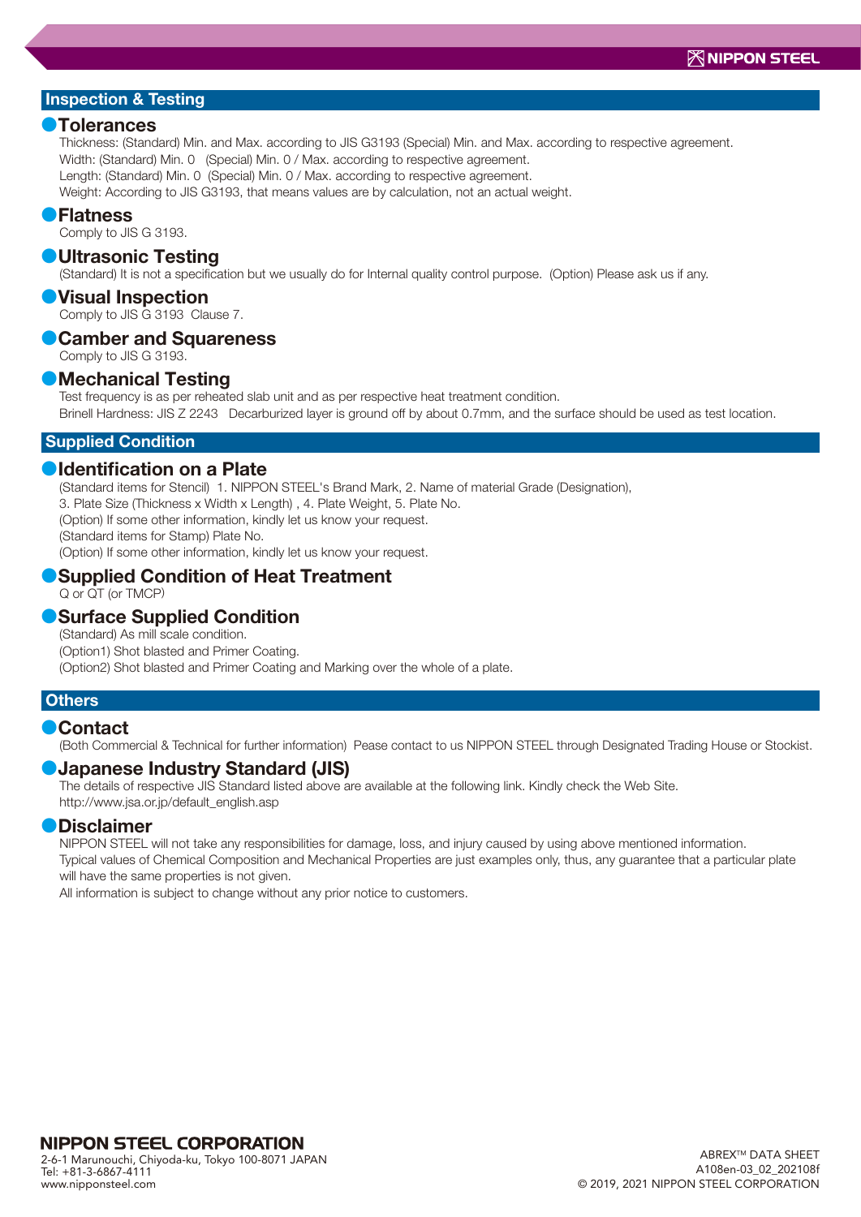## Inspection & Testing

### Tolerances

Thickness: (Standard) Min. and Max. according to JIS G3193 (Special) Min. and Max. according to respective agreement.
Width: (Standard) Min. 0 (Special) Min. 0 / Max. according to respective agreement.
Length: (Standard) Min. 0 (Special) Min. 0 / Max. according to respective agreement.
Weight: According to JIS G3193, that means values are by calculation, not an actual weight.

### Flatness

Comply to JIS G 3193.

### Ultrasonic Testing

(Standard) It is not a specification but we usually do for Internal quality control purpose. (Option) Please ask us if any.

### Visual Inspection

Comply to JIS G 3193 Clause 7.

### Camber and Squareness

Comply to JIS G 3193.

### Mechanical Testing

Test frequency is as per reheated slab unit and as per respective heat treatment condition.
Brinell Hardness: JIS Z 2243 Decarburized layer is ground off by about 0.7mm, and the surface should be used as test location.

## Supplied Condition

### Identification on a Plate

(Standard items for Stencil) 1. NIPPON STEEL's Brand Mark, 2. Name of material Grade (Designation),
3. Plate Size (Thickness x Width x Length) , 4. Plate Weight, 5. Plate No.
(Option) If some other information, kindly let us know your request.
(Standard items for Stamp) Plate No.
(Option) If some other information, kindly let us know your request.

### Supplied Condition of Heat Treatment

Q or QT (or TMCP)

### Surface Supplied Condition

(Standard) As mill scale condition.
(Option1) Shot blasted and Primer Coating.
(Option2) Shot blasted and Primer Coating and Marking over the whole of a plate.

## Others

### Contact

(Both Commercial & Technical for further information) Pease contact to us NIPPON STEEL through Designated Trading House or Stockist.

### Japanese Industry Standard (JIS)

The details of respective JIS Standard listed above are available at the following link. Kindly check the Web Site.
http://www.jsa.or.jp/default_english.asp

### Disclaimer

NIPPON STEEL will not take any responsibilities for damage, loss, and injury caused by using above mentioned information.
Typical values of Chemical Composition and Mechanical Properties are just examples only, thus, any guarantee that a particular plate will have the same properties is not given.
All information is subject to change without any prior notice to customers.

**NIPPON STEEL CORPORATION**
2-6-1 Marunouchi, Chiyoda-ku, Tokyo 100-8071 JAPAN
Tel: +81-3-6867-4111
www.nipponsteel.com

ABREX™ DATA SHEET
A108en-03_02_202108f
© 2019, 2021 NIPPON STEEL CORPORATION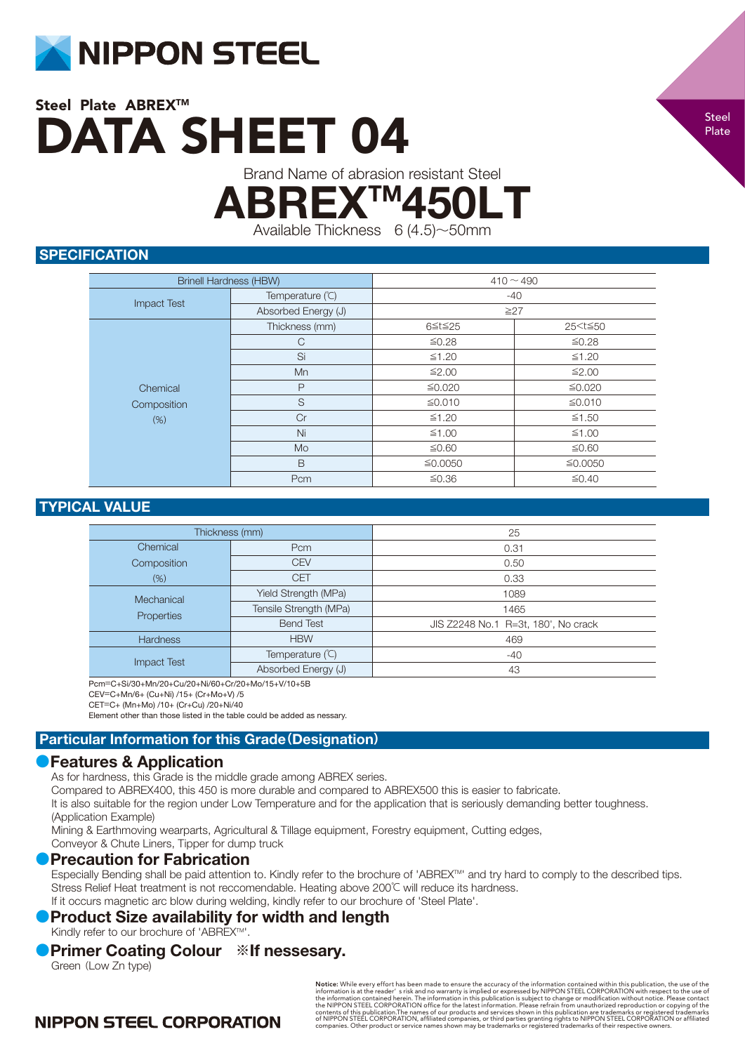# NIPPON STEEL

Steel Plate

## Steel Plate ABREX™

# DATA SHEET 04

Brand Name of abrasion resistant Steel

# ABREX™450LT

Available Thickness 6 (4.5)～50mm

## SPECIFICATION

| Brinell Hardness (HBW) | | 410 ～ 490 | |
|---|---|---|---|
| Impact Test | Temperature (℃) | -40 | |
| | Absorbed Energy (J) | ≧27 | |
| Chemical Composition (%) | Thickness (mm) | 6≦t≦25 | 25<t≦50 |
| | C | ≦0.28 | ≦0.28 |
| | Si | ≦1.20 | ≦1.20 |
| | Mn | ≦2.00 | ≦2.00 |
| | P | ≦0.020 | ≦0.020 |
| | S | ≦0.010 | ≦0.010 |
| | Cr | ≦1.20 | ≦1.50 |
| | Ni | ≦1.00 | ≦1.00 |
| | Mo | ≦0.60 | ≦0.60 |
| | B | ≦0.0050 | ≦0.0050 |
| | Pcm | ≦0.36 | ≦0.40 |

## TYPICAL VALUE

| Thickness (mm) | | 25 |
|---|---|---|
| Chemical Composition (%) | Pcm | 0.31 |
| | CEV | 0.50 |
| | CET | 0.33 |
| Mechanical Properties | Yield Strength (MPa) | 1089 |
| | Tensile Strength (MPa) | 1465 |
| | Bend Test | JIS Z2248 No.1 R=3t, 180°, No crack |
| Hardness | HBW | 469 |
| Impact Test | Temperature (℃) | -40 |
| | Absorbed Energy (J) | 43 |

Pcm=C+Si/30+Mn/20+Cu/20+Ni/60+Cr/20+Mo/15+V/10+5B

CEV=C+Mn/6+ (Cu+Ni) /15+ (Cr+Mo+V) /5

CET=C+ (Mn+Mo) /10+ (Cr+Cu) /20+Ni/40

Element other than those listed in the table could be added as nessary.

## Particular Information for this Grade (Designation)

### Features & Application

As for hardness, this Grade is the middle grade among ABREX series.

Compared to ABREX400, this 450 is more durable and compared to ABREX500 this is easier to fabricate.

It is also suitable for the region under Low Temperature and for the application that is seriously demanding better toughness.

(Application Example)

Mining & Earthmoving wearparts, Agricultural & Tillage equipment, Forestry equipment, Cutting edges,

Conveyor & Chute Liners, Tipper for dump truck

### Precaution for Fabrication

Especially Bending shall be paid attention to. Kindly refer to the brochure of 'ABREX™' and try hard to comply to the described tips.

Stress Relief Heat treatment is not reccomendable. Heating above 200℃ will reduce its hardness.

If it occurs magnetic arc blow during welding, kindly refer to our brochure of 'Steel Plate'.

### Product Size availability for width and length

Kindly refer to our brochure of 'ABREX™'.

### Primer Coating Colour ※If nessesary.

Green (Low Zn type)

**Notice:** While every effort has been made to ensure the accuracy of the information contained within this publication, the use of the information is at the reader's risk and no warranty is implied or expressed by NIPPON STEEL CORPORATION with respect to the use of the information contained herein. The information in this publication is subject to change or modification without notice. Please contact the NIPPON STEEL CORPORATION office for the latest information. Please refrain from unauthorized reproduction or copying of the contents of this publication.The names of our products and services shown in this publication are trademarks or registered trademarks of NIPPON STEEL CORPORATION, affiliated companies, or third parties granting rights to NIPPON STEEL CORPORATION or affiliated companies. Other product or service names shown may be trademarks or registered trademarks of their respective owners.

NIPPON STEEL CORPORATION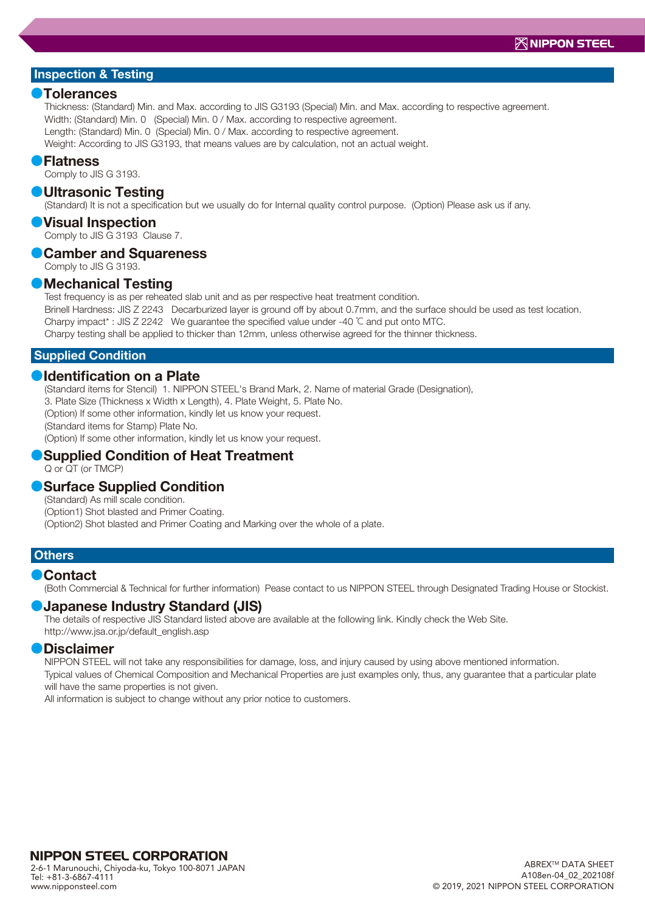## Inspection & Testing

### Tolerances

Thickness: (Standard) Min. and Max. according to JIS G3193 (Special) Min. and Max. according to respective agreement.
Width: (Standard) Min. 0 (Special) Min. 0 / Max. according to respective agreement.
Length: (Standard) Min. 0 (Special) Min. 0 / Max. according to respective agreement.
Weight: According to JIS G3193, that means values are by calculation, not an actual weight.

### Flatness

Comply to JIS G 3193.

### Ultrasonic Testing

(Standard) It is not a specification but we usually do for Internal quality control purpose. (Option) Please ask us if any.

### Visual Inspection

Comply to JIS G 3193 Clause 7.

### Camber and Squareness

Comply to JIS G 3193.

### Mechanical Testing

Test frequency is as per reheated slab unit and as per respective heat treatment condition.
Brinell Hardness: JIS Z 2243 Decarburized layer is ground off by about 0.7mm, and the surface should be used as test location.
Charpy impact* : JIS Z 2242 We guarantee the specified value under -40 ℃ and put onto MTC.
Charpy testing shall be applied to thicker than 12mm, unless otherwise agreed for the thinner thickness.

## Supplied Condition

### Identification on a Plate

(Standard items for Stencil) 1. NIPPON STEEL's Brand Mark, 2. Name of material Grade (Designation),
3. Plate Size (Thickness x Width x Length), 4. Plate Weight, 5. Plate No.
(Option) If some other information, kindly let us know your request.
(Standard items for Stamp) Plate No.
(Option) If some other information, kindly let us know your request.

### Supplied Condition of Heat Treatment

Q or QT (or TMCP)

### Surface Supplied Condition

(Standard) As mill scale condition.
(Option1) Shot blasted and Primer Coating.
(Option2) Shot blasted and Primer Coating and Marking over the whole of a plate.

## Others

### Contact

(Both Commercial & Technical for further information) Pease contact to us NIPPON STEEL through Designated Trading House or Stockist.

### Japanese Industry Standard (JIS)

The details of respective JIS Standard listed above are available at the following link. Kindly check the Web Site.
http://www.jsa.or.jp/default_english.asp

### Disclaimer

NIPPON STEEL will not take any responsibilities for damage, loss, and injury caused by using above mentioned information.
Typical values of Chemical Composition and Mechanical Properties are just examples only, thus, any guarantee that a particular plate will have the same properties is not given.
All information is subject to change without any prior notice to customers.

**NIPPON STEEL CORPORATION**
2-6-1 Marunouchi, Chiyoda-ku, Tokyo 100-8071 JAPAN
Tel: +81-3-6867-4111
www.nipponsteel.com

ABREX™ DATA SHEET
A108en-04_02_202108f
© 2019, 2021 NIPPON STEEL CORPORATION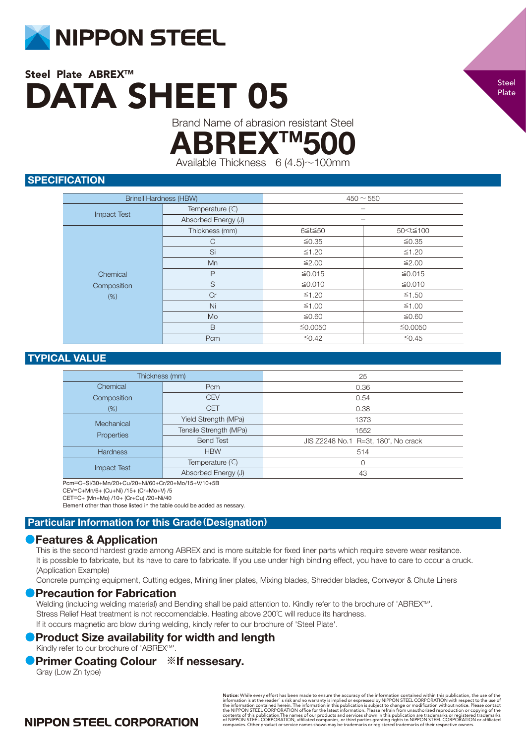NIPPON STEEL

Steel Plate

## Steel Plate ABREX™

# DATA SHEET 05

Brand Name of abrasion resistant Steel

# ABREX™500

Available Thickness 6 (4.5)～100mm

## SPECIFICATION

| Brinell Hardness (HBW) | | 450 ～ 550 | |
|---|---|---|---|
| Impact Test | Temperature (℃) | – | |
| | Absorbed Energy (J) | – | |
| Chemical Composition (%) | Thickness (mm) | 6≦t≦50 | 50<t≦100 |
| | C | ≦0.35 | ≦0.35 |
| | Si | ≦1.20 | ≦1.20 |
| | Mn | ≦2.00 | ≦2.00 |
| | P | ≦0.015 | ≦0.015 |
| | S | ≦0.010 | ≦0.010 |
| | Cr | ≦1.20 | ≦1.50 |
| | Ni | ≦1.00 | ≦1.00 |
| | Mo | ≦0.60 | ≦0.60 |
| | B | ≦0.0050 | ≦0.0050 |
| | Pcm | ≦0.42 | ≦0.45 |

## TYPICAL VALUE

| Thickness (mm) | | 25 |
|---|---|---|
| Chemical Composition (%) | Pcm | 0.36 |
| | CEV | 0.54 |
| | CET | 0.38 |
| Mechanical Properties | Yield Strength (MPa) | 1373 |
| | Tensile Strength (MPa) | 1552 |
| | Bend Test | JIS Z2248 No.1 R=3t, 180°, No crack |
| Hardness | HBW | 514 |
| Impact Test | Temperature (℃) | 0 |
| | Absorbed Energy (J) | 43 |

Pcm=C+Si/30+Mn/20+Cu/20+Ni/60+Cr/20+Mo/15+V/10+5B
CEV=C+Mn/6+ (Cu+Ni) /15+ (Cr+Mo+V) /5
CET=C+ (Mn+Mo) /10+ (Cr+Cu) /20+Ni/40
Element other than those listed in the table could be added as nessary.

## Particular Information for this Grade (Designation)

### Features & Application

This is the second hardest grade among ABREX and is more suitable for fixed liner parts which require severe wear resitance.
It is possible to fabricate, but its have to care to fabricate. If you use under high binding effect, you have to care to occur a cruck.
(Application Example)
Concrete pumping equipment, Cutting edges, Mining liner plates, Mixing blades, Shredder blades, Conveyor & Chute Liners

### Precaution for Fabrication

Welding (including welding material) and Bending shall be paid attention to. Kindly refer to the brochure of 'ABREX™'.
Stress Relief Heat treatment is not reccomendable. Heating above 200℃ will reduce its hardness.
If it occurs magnetic arc blow during welding, kindly refer to our brochure of 'Steel Plate'.

### Product Size availability for width and length

Kindly refer to our brochure of 'ABREX™'.

### Primer Coating Colour ※If nessesary.

Gray (Low Zn type)

**Notice:** While every effort has been made to ensure the accuracy of the information contained within this publication, the use of the information is at the reader' s risk and no warranty is implied or expressed by NIPPON STEEL CORPORATION with respect to the use of the information contained herein. The information in this publication is subject to change or modification without notice. Please contact the NIPPON STEEL CORPORATION office for the latest information. Please refrain from unauthorized reproduction or copying of the contents of this publication.The names of our products and services shown in this publication are trademarks or registered trademarks of NIPPON STEEL CORPORATION, affiliated companies, or third parties granting rights to NIPPON STEEL CORPORATION or affiliated companies. Other product or service names shown may be trademarks or registered trademarks of their respective owners.

NIPPON STEEL CORPORATION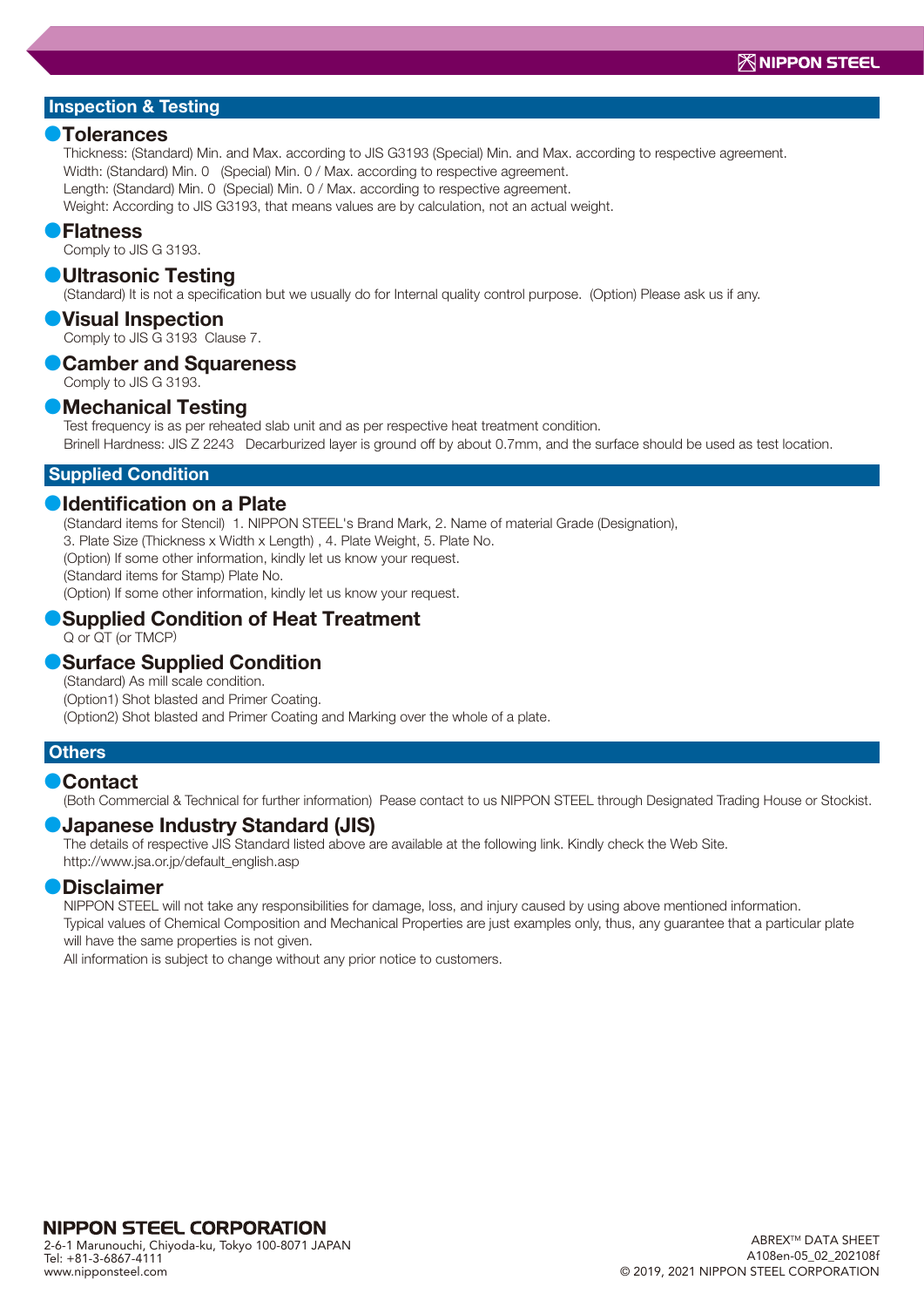## Inspection & Testing

### Tolerances

Thickness: (Standard) Min. and Max. according to JIS G3193 (Special) Min. and Max. according to respective agreement.
Width: (Standard) Min. 0 (Special) Min. 0 / Max. according to respective agreement.
Length: (Standard) Min. 0 (Special) Min. 0 / Max. according to respective agreement.
Weight: According to JIS G3193, that means values are by calculation, not an actual weight.

### Flatness

Comply to JIS G 3193.

### Ultrasonic Testing

(Standard) It is not a specification but we usually do for Internal quality control purpose. (Option) Please ask us if any.

### Visual Inspection

Comply to JIS G 3193 Clause 7.

### Camber and Squareness

Comply to JIS G 3193.

### Mechanical Testing

Test frequency is as per reheated slab unit and as per respective heat treatment condition.
Brinell Hardness: JIS Z 2243 Decarburized layer is ground off by about 0.7mm, and the surface should be used as test location.

## Supplied Condition

### Identification on a Plate

(Standard items for Stencil) 1. NIPPON STEEL's Brand Mark, 2. Name of material Grade (Designation),
3. Plate Size (Thickness x Width x Length) , 4. Plate Weight, 5. Plate No.
(Option) If some other information, kindly let us know your request.
(Standard items for Stamp) Plate No.
(Option) If some other information, kindly let us know your request.

### Supplied Condition of Heat Treatment

Q or QT (or TMCP)

### Surface Supplied Condition

(Standard) As mill scale condition.
(Option1) Shot blasted and Primer Coating.
(Option2) Shot blasted and Primer Coating and Marking over the whole of a plate.

## Others

### Contact

(Both Commercial & Technical for further information) Pease contact to us NIPPON STEEL through Designated Trading House or Stockist.

### Japanese Industry Standard (JIS)

The details of respective JIS Standard listed above are available at the following link. Kindly check the Web Site.
http://www.jsa.or.jp/default_english.asp

### Disclaimer

NIPPON STEEL will not take any responsibilities for damage, loss, and injury caused by using above mentioned information.
Typical values of Chemical Composition and Mechanical Properties are just examples only, thus, any guarantee that a particular plate will have the same properties is not given.
All information is subject to change without any prior notice to customers.

**NIPPON STEEL CORPORATION**
2-6-1 Marunouchi, Chiyoda-ku, Tokyo 100-8071 JAPAN
Tel: +81-3-6867-4111
www.nipponsteel.com

ABREX™ DATA SHEET
A108en-05_02_202108f
© 2019, 2021 NIPPON STEEL CORPORATION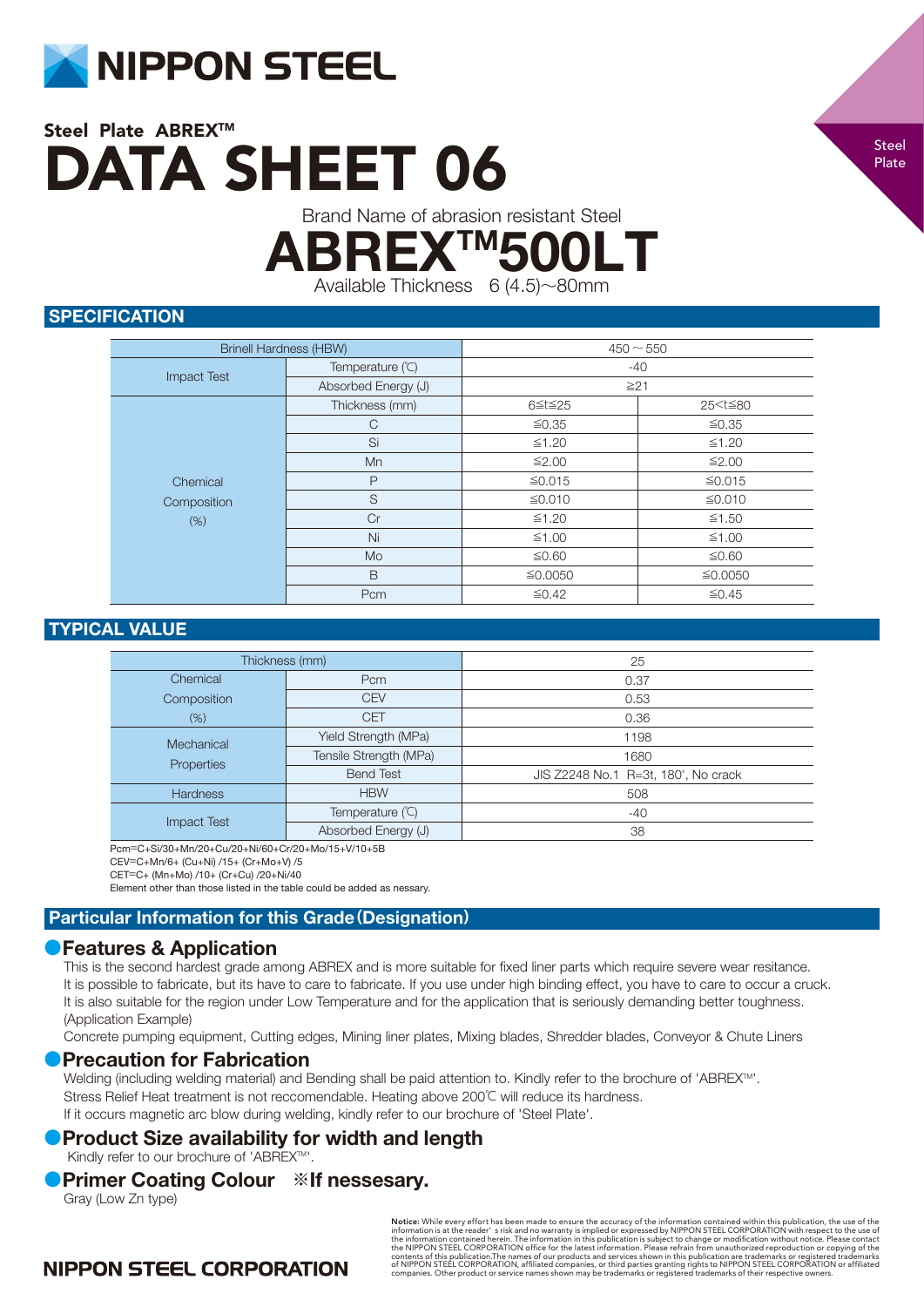# NIPPON STEEL

Steel Plate

## Steel Plate ABREX™

# DATA SHEET 06

Brand Name of abrasion resistant Steel

# ABREX™500LT

Available Thickness 6 (4.5)～80mm

## SPECIFICATION

| Brinell Hardness (HBW) | | 450 ～ 550 | |
|---|---|---|---|
| Impact Test | Temperature (℃) | -40 | |
| | Absorbed Energy (J) | ≧21 | |
| Chemical Composition (%) | Thickness (mm) | 6≦t≦25 | 25<t≦80 |
| | C | ≦0.35 | ≦0.35 |
| | Si | ≦1.20 | ≦1.20 |
| | Mn | ≦2.00 | ≦2.00 |
| | P | ≦0.015 | ≦0.015 |
| | S | ≦0.010 | ≦0.010 |
| | Cr | ≦1.20 | ≦1.50 |
| | Ni | ≦1.00 | ≦1.00 |
| | Mo | ≦0.60 | ≦0.60 |
| | B | ≦0.0050 | ≦0.0050 |
| | Pcm | ≦0.42 | ≦0.45 |

## TYPICAL VALUE

| Thickness (mm) | | 25 |
|---|---|---|
| Chemical Composition (%) | Pcm | 0.37 |
| | CEV | 0.53 |
| | CET | 0.36 |
| Mechanical Properties | Yield Strength (MPa) | 1198 |
| | Tensile Strength (MPa) | 1680 |
| | Bend Test | JIS Z2248 No.1 R=3t, 180°, No crack |
| Hardness | HBW | 508 |
| Impact Test | Temperature (℃) | -40 |
| | Absorbed Energy (J) | 38 |

Pcm=C+Si/30+Mn/20+Cu/20+Ni/60+Cr/20+Mo/15+V/10+5B
CEV=C+Mn/6+ (Cu+Ni) /15+ (Cr+Mo+V) /5
CET=C+ (Mn+Mo) /10+ (Cr+Cu) /20+Ni/40
Element other than those listed in the table could be added as nessary.

## Particular Information for this Grade(Designation)

### ●Features & Application

This is the second hardest grade among ABREX and is more suitable for fixed liner parts which require severe wear resitance.
It is possible to fabricate, but its have to care to fabricate. If you use under high binding effect, you have to care to occur a cruck.
It is also suitable for the region under Low Temperature and for the application that is seriously demanding better toughness.
(Application Example)
Concrete pumping equipment, Cutting edges, Mining liner plates, Mixing blades, Shredder blades, Conveyor & Chute Liners

### ●Precaution for Fabrication

Welding (including welding material) and Bending shall be paid attention to. Kindly refer to the brochure of 'ABREX™'.
Stress Relief Heat treatment is not reccomendable. Heating above 200℃ will reduce its hardness.
If it occurs magnetic arc blow during welding, kindly refer to our brochure of 'Steel Plate'.

### ●Product Size availability for width and length

Kindly refer to our brochure of 'ABREX™'.

### ●Primer Coating Colour ※If nessesary.

Gray (Low Zn type)

**Notice:** While every effort has been made to ensure the accuracy of the information contained within this publication, the use of the information is at the reader' s risk and no warranty is implied or expressed by NIPPON STEEL CORPORATION with respect to the use of the information contained herein. The information in this publication is subject to change or modification without notice. Please contact the NIPPON STEEL CORPORATION office for the latest information. Please refrain from unauthorized reproduction or copying of the contents of this publication.The names of our products and services shown in this publication are trademarks or registered trademarks of NIPPON STEEL CORPORATION, affiliated companies, or third parties granting rights to NIPPON STEEL CORPORATION or affiliated companies. Other product or service names shown may be trademarks or registered trademarks of their respective owners.

NIPPON STEEL CORPORATION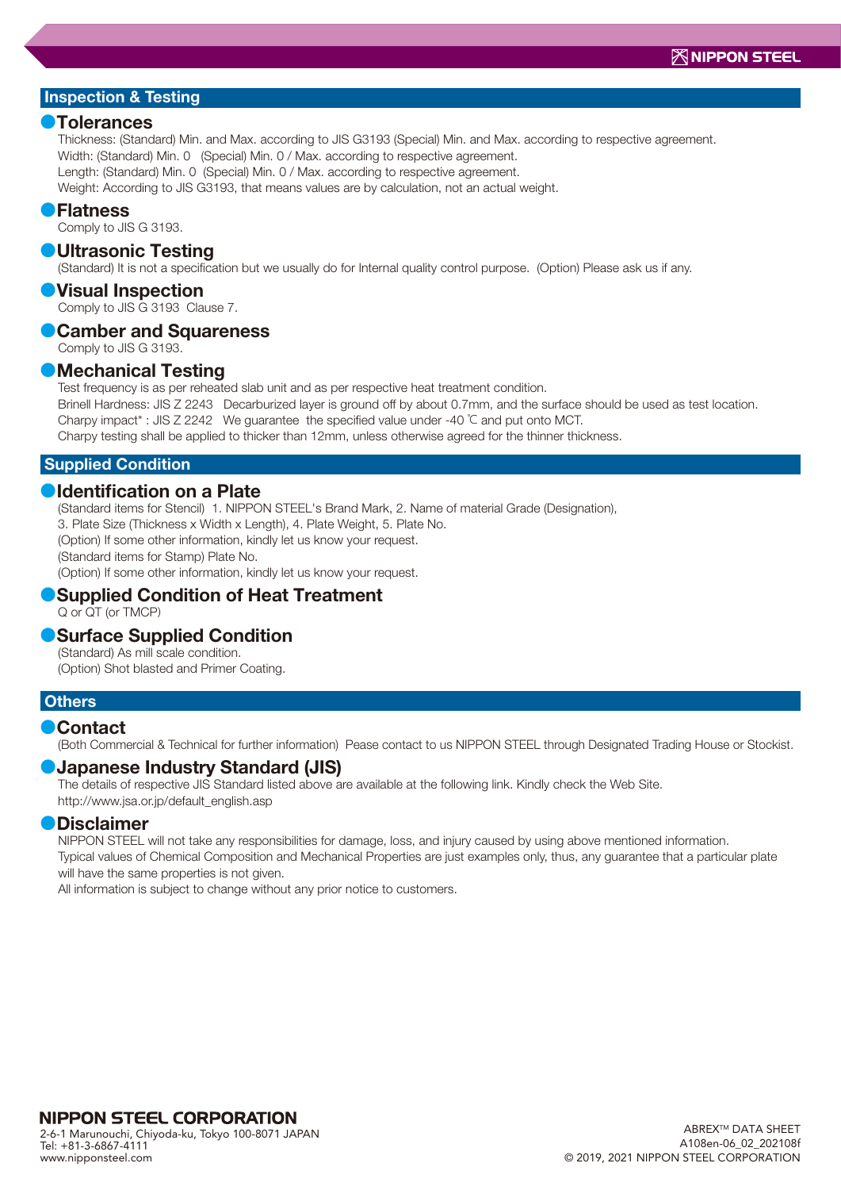## Inspection & Testing

### Tolerances

Thickness: (Standard) Min. and Max. according to JIS G3193 (Special) Min. and Max. according to respective agreement.
Width: (Standard) Min. 0 (Special) Min. 0 / Max. according to respective agreement.
Length: (Standard) Min. 0 (Special) Min. 0 / Max. according to respective agreement.
Weight: According to JIS G3193, that means values are by calculation, not an actual weight.

### Flatness

Comply to JIS G 3193.

### Ultrasonic Testing

(Standard) It is not a specification but we usually do for Internal quality control purpose. (Option) Please ask us if any.

### Visual Inspection

Comply to JIS G 3193 Clause 7.

### Camber and Squareness

Comply to JIS G 3193.

### Mechanical Testing

Test frequency is as per reheated slab unit and as per respective heat treatment condition.
Brinell Hardness: JIS Z 2243 Decarburized layer is ground off by about 0.7mm, and the surface should be used as test location.
Charpy impact* : JIS Z 2242 We guarantee the specified value under -40 ℃ and put onto MCT.
Charpy testing shall be applied to thicker than 12mm, unless otherwise agreed for the thinner thickness.

## Supplied Condition

### Identification on a Plate

(Standard items for Stencil) 1. NIPPON STEEL's Brand Mark, 2. Name of material Grade (Designation),
3. Plate Size (Thickness x Width x Length), 4. Plate Weight, 5. Plate No.
(Option) If some other information, kindly let us know your request.
(Standard items for Stamp) Plate No.
(Option) If some other information, kindly let us know your request.

### Supplied Condition of Heat Treatment

Q or QT (or TMCP)

### Surface Supplied Condition

(Standard) As mill scale condition.
(Option) Shot blasted and Primer Coating.

## Others

### Contact

(Both Commercial & Technical for further information) Pease contact to us NIPPON STEEL through Designated Trading House or Stockist.

### Japanese Industry Standard (JIS)

The details of respective JIS Standard listed above are available at the following link. Kindly check the Web Site.
http://www.jsa.or.jp/default_english.asp

### Disclaimer

NIPPON STEEL will not take any responsibilities for damage, loss, and injury caused by using above mentioned information.
Typical values of Chemical Composition and Mechanical Properties are just examples only, thus, any guarantee that a particular plate will have the same properties is not given.
All information is subject to change without any prior notice to customers.

**NIPPON STEEL CORPORATION**
2-6-1 Marunouchi, Chiyoda-ku, Tokyo 100-8071 JAPAN
Tel: +81-3-6867-4111
www.nipponsteel.com

ABREX™ DATA SHEET
A108en-06_02_202108f
© 2019, 2021 NIPPON STEEL CORPORATION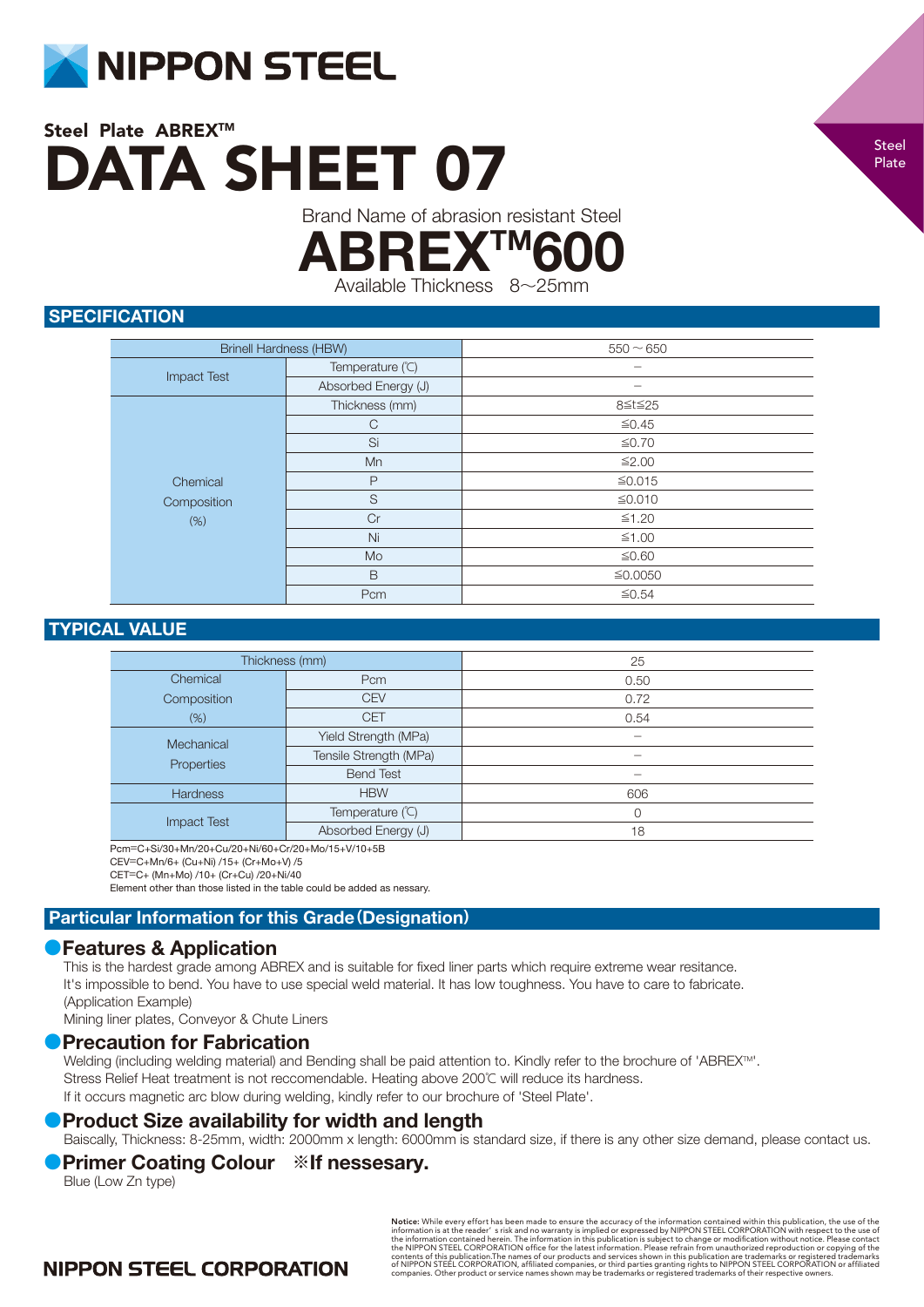# NIPPON STEEL

## Steel Plate ABREX™

# DATA SHEET 07

Steel Plate

Brand Name of abrasion resistant Steel

# ABREX™600

Available Thickness 8～25mm

## SPECIFICATION

| Brinell Hardness (HBW) | | 550 ~ 650 |
|---|---|---|
| Impact Test | Temperature (℃) | – |
| | Absorbed Energy (J) | – |
| Chemical Composition (%) | Thickness (mm) | 8≦t≦25 |
| | C | ≦0.45 |
| | Si | ≦0.70 |
| | Mn | ≦2.00 |
| | P | ≦0.015 |
| | S | ≦0.010 |
| | Cr | ≦1.20 |
| | Ni | ≦1.00 |
| | Mo | ≦0.60 |
| | B | ≦0.0050 |
| | Pcm | ≦0.54 |

## TYPICAL VALUE

| Thickness (mm) | | 25 |
|---|---|---|
| Chemical Composition (%) | Pcm | 0.50 |
| | CEV | 0.72 |
| | CET | 0.54 |
| Mechanical Properties | Yield Strength (MPa) | – |
| | Tensile Strength (MPa) | – |
| | Bend Test | – |
| Hardness | HBW | 606 |
| Impact Test | Temperature (℃) | 0 |
| | Absorbed Energy (J) | 18 |

Pcm=C+Si/30+Mn/20+Cu/20+Ni/60+Cr/20+Mo/15+V/10+5B
CEV=C+Mn/6+ (Cu+Ni) /15+ (Cr+Mo+V) /5
CET=C+ (Mn+Mo) /10+ (Cr+Cu) /20+Ni/40
Element other than those listed in the table could be added as nessary.

## Particular Information for this Grade（Designation）

### ●Features & Application

This is the hardest grade among ABREX and is suitable for fixed liner parts which require extreme wear resitance.
It's impossible to bend. You have to use special weld material. It has low toughness. You have to care to fabricate.
(Application Example)
Mining liner plates, Conveyor & Chute Liners

### ●Precaution for Fabrication

Welding (including welding material) and Bending shall be paid attention to. Kindly refer to the brochure of 'ABREX™'.
Stress Relief Heat treatment is not reccomendable. Heating above 200℃ will reduce its hardness.
If it occurs magnetic arc blow during welding, kindly refer to our brochure of 'Steel Plate'.

### ●Product Size availability for width and length

Baiscally, Thickness: 8-25mm, width: 2000mm x length: 6000mm is standard size, if there is any other size demand, please contact us.

### ●Primer Coating Colour ※If nessesary.

Blue (Low Zn type)

**Notice:** While every effort has been made to ensure the accuracy of the information contained within this publication, the use of the information is at the reader' s risk and no warranty is implied or expressed by NIPPON STEEL CORPORATION with respect to the use of the information contained herein. The information in this publication is subject to change or modification without notice. Please contact the NIPPON STEEL CORPORATION office for the latest information. Please refrain from unauthorized reproduction or copying of the contents of this publication.The names of our products and services shown in this publication are trademarks or registered trademarks of NIPPON STEEL CORPORATION, affiliated companies, or third parties granting rights to NIPPON STEEL CORPORATION or affiliated companies. Other product or service names shown may be trademarks or registered trademarks of their respective owners.

NIPPON STEEL CORPORATION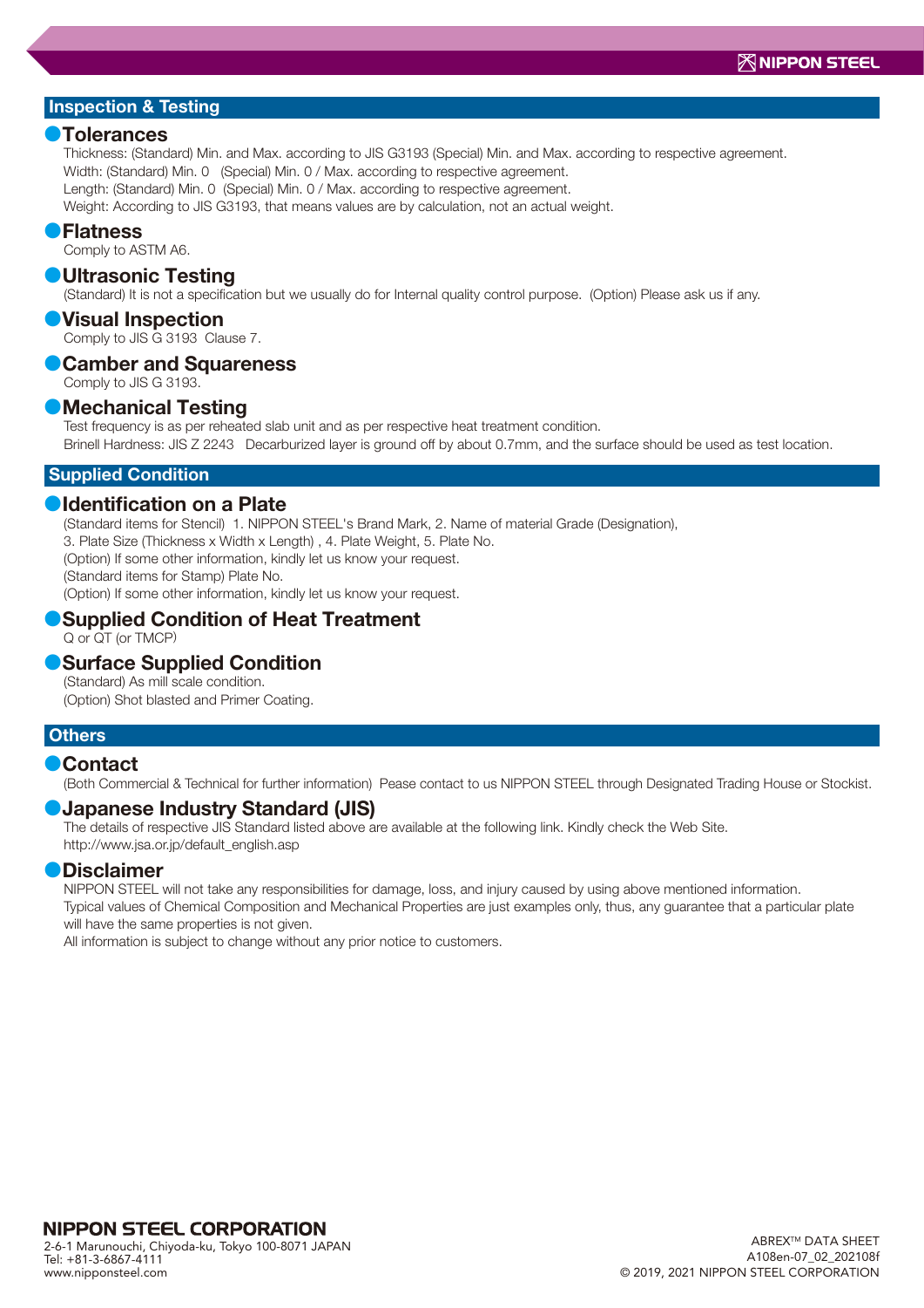## Inspection & Testing

### Tolerances

Thickness: (Standard) Min. and Max. according to JIS G3193 (Special) Min. and Max. according to respective agreement.
Width: (Standard) Min. 0 (Special) Min. 0 / Max. according to respective agreement.
Length: (Standard) Min. 0 (Special) Min. 0 / Max. according to respective agreement.
Weight: According to JIS G3193, that means values are by calculation, not an actual weight.

### Flatness

Comply to ASTM A6.

### Ultrasonic Testing

(Standard) It is not a specification but we usually do for Internal quality control purpose. (Option) Please ask us if any.

### Visual Inspection

Comply to JIS G 3193 Clause 7.

### Camber and Squareness

Comply to JIS G 3193.

### Mechanical Testing

Test frequency is as per reheated slab unit and as per respective heat treatment condition.
Brinell Hardness: JIS Z 2243 Decarburized layer is ground off by about 0.7mm, and the surface should be used as test location.

## Supplied Condition

### Identification on a Plate

(Standard items for Stencil) 1. NIPPON STEEL's Brand Mark, 2. Name of material Grade (Designation),
3. Plate Size (Thickness x Width x Length) , 4. Plate Weight, 5. Plate No.
(Option) If some other information, kindly let us know your request.
(Standard items for Stamp) Plate No.
(Option) If some other information, kindly let us know your request.

### Supplied Condition of Heat Treatment

Q or QT (or TMCP)

### Surface Supplied Condition

(Standard) As mill scale condition.
(Option) Shot blasted and Primer Coating.

## Others

### Contact

(Both Commercial & Technical for further information) Pease contact to us NIPPON STEEL through Designated Trading House or Stockist.

### Japanese Industry Standard (JIS)

The details of respective JIS Standard listed above are available at the following link. Kindly check the Web Site.
http://www.jsa.or.jp/default_english.asp

### Disclaimer

NIPPON STEEL will not take any responsibilities for damage, loss, and injury caused by using above mentioned information.
Typical values of Chemical Composition and Mechanical Properties are just examples only, thus, any guarantee that a particular plate will have the same properties is not given.
All information is subject to change without any prior notice to customers.

**NIPPON STEEL CORPORATION**
2-6-1 Marunouchi, Chiyoda-ku, Tokyo 100-8071 JAPAN
Tel: +81-3-6867-4111
www.nipponsteel.com

ABREX™ DATA SHEET
A108en-07_02_202108f
© 2019, 2021 NIPPON STEEL CORPORATION